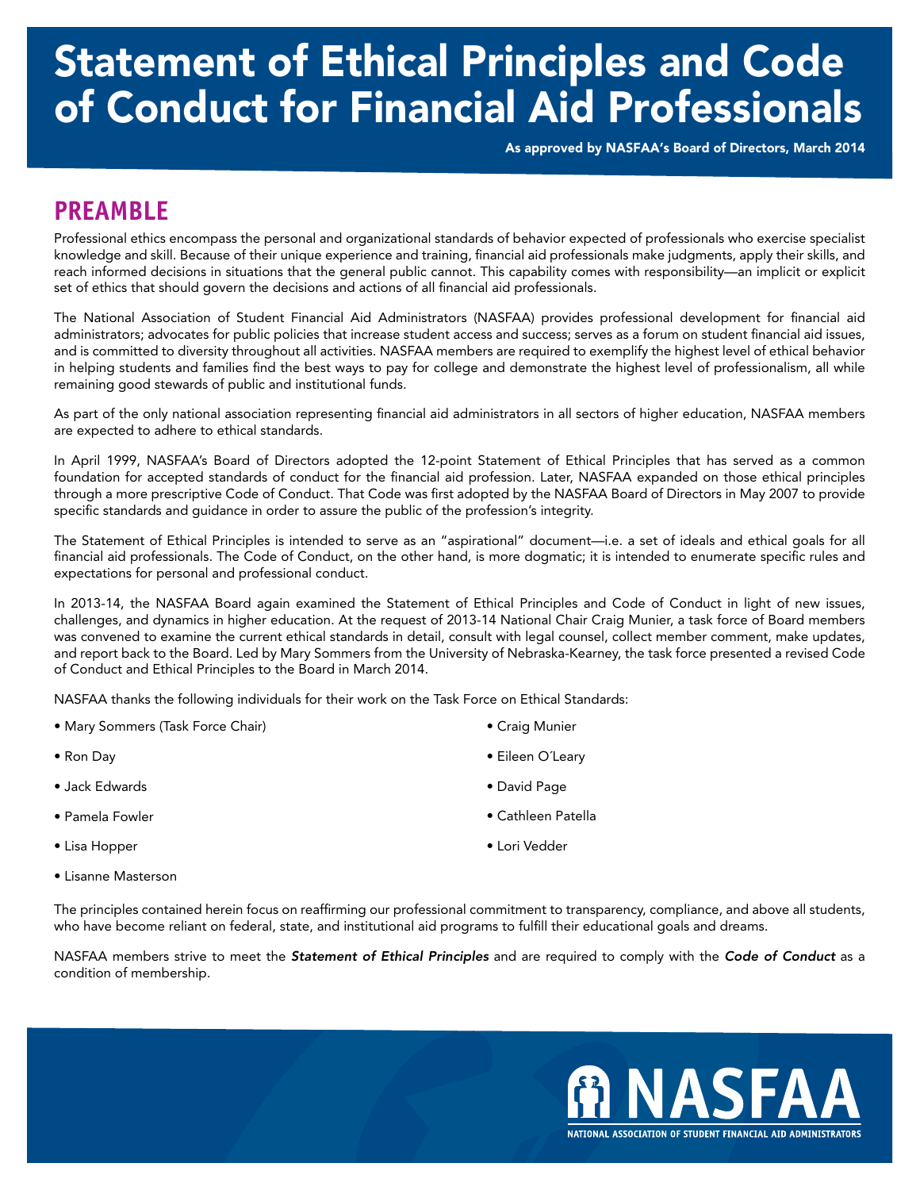# Statement of Ethical Principles and Code of Conduct for Financial Aid Professionals

As approved by NASFAA's Board of Directors, March 2014

## PREAMBLE

Professional ethics encompass the personal and organizational standards of behavior expected of professionals who exercise specialist knowledge and skill. Because of their unique experience and training, financial aid professionals make judgments, apply their skills, and reach informed decisions in situations that the general public cannot. This capability comes with responsibility—an implicit or explicit set of ethics that should govern the decisions and actions of all financial aid professionals.

The National Association of Student Financial Aid Administrators (NASFAA) provides professional development for financial aid administrators; advocates for public policies that increase student access and success; serves as a forum on student financial aid issues, and is committed to diversity throughout all activities. NASFAA members are required to exemplify the highest level of ethical behavior in helping students and families find the best ways to pay for college and demonstrate the highest level of professionalism, all while remaining good stewards of public and institutional funds.

As part of the only national association representing financial aid administrators in all sectors of higher education, NASFAA members are expected to adhere to ethical standards.

In April 1999, NASFAA's Board of Directors adopted the 12-point Statement of Ethical Principles that has served as a common foundation for accepted standards of conduct for the financial aid profession. Later, NASFAA expanded on those ethical principles through a more prescriptive Code of Conduct. That Code was first adopted by the NASFAA Board of Directors in May 2007 to provide specific standards and guidance in order to assure the public of the profession's integrity.

The Statement of Ethical Principles is intended to serve as an "aspirational" document—i.e. a set of ideals and ethical goals for all financial aid professionals. The Code of Conduct, on the other hand, is more dogmatic; it is intended to enumerate specific rules and expectations for personal and professional conduct.

In 2013-14, the NASFAA Board again examined the Statement of Ethical Principles and Code of Conduct in light of new issues, challenges, and dynamics in higher education. At the request of 2013-14 National Chair Craig Munier, a task force of Board members was convened to examine the current ethical standards in detail, consult with legal counsel, collect member comment, make updates, and report back to the Board. Led by Mary Sommers from the University of Nebraska-Kearney, the task force presented a revised Code of Conduct and Ethical Principles to the Board in March 2014.

NASFAA thanks the following individuals for their work on the Task Force on Ethical Standards:

- Mary Sommers (Task Force Chair)
- Ron Day
- Jack Edwards
- Pamela Fowler
- Lisa Hopper
- Lisanne Masterson
- Craig Munier
- Eileen O´Leary
- David Page
- Cathleen Patella
- Lori Vedder

The principles contained herein focus on reaffirming our professional commitment to transparency, compliance, and above all students, who have become reliant on federal, state, and institutional aid programs to fulfill their educational goals and dreams.

NASFAA members strive to meet the ***Statement of Ethical Principles*** and are required to comply with the ***Code of Conduct*** as a condition of membership.

NASFAA
NATIONAL ASSOCIATION OF STUDENT FINANCIAL AID ADMINISTRATORS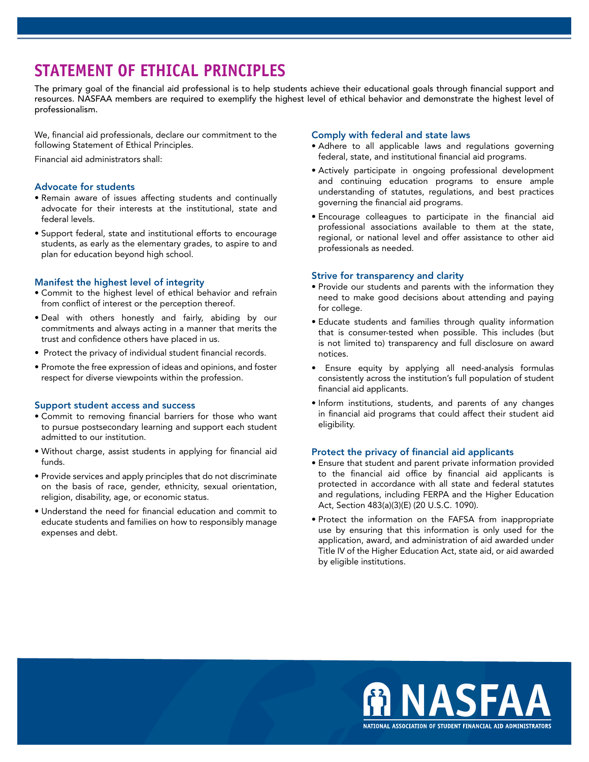# STATEMENT OF ETHICAL PRINCIPLES

The primary goal of the financial aid professional is to help students achieve their educational goals through financial support and resources. NASFAA members are required to exemplify the highest level of ethical behavior and demonstrate the highest level of professionalism.

We, financial aid professionals, declare our commitment to the following Statement of Ethical Principles.

Financial aid administrators shall:

### Advocate for students

- Remain aware of issues affecting students and continually advocate for their interests at the institutional, state and federal levels.
- Support federal, state and institutional efforts to encourage students, as early as the elementary grades, to aspire to and plan for education beyond high school.

### Manifest the highest level of integrity

- Commit to the highest level of ethical behavior and refrain from conflict of interest or the perception thereof.
- Deal with others honestly and fairly, abiding by our commitments and always acting in a manner that merits the trust and confidence others have placed in us.
- Protect the privacy of individual student financial records.
- Promote the free expression of ideas and opinions, and foster respect for diverse viewpoints within the profession.

### Support student access and success

- Commit to removing financial barriers for those who want to pursue postsecondary learning and support each student admitted to our institution.
- Without charge, assist students in applying for financial aid funds.
- Provide services and apply principles that do not discriminate on the basis of race, gender, ethnicity, sexual orientation, religion, disability, age, or economic status.
- Understand the need for financial education and commit to educate students and families on how to responsibly manage expenses and debt.

### Comply with federal and state laws

- Adhere to all applicable laws and regulations governing federal, state, and institutional financial aid programs.
- Actively participate in ongoing professional development and continuing education programs to ensure ample understanding of statutes, regulations, and best practices governing the financial aid programs.
- Encourage colleagues to participate in the financial aid professional associations available to them at the state, regional, or national level and offer assistance to other aid professionals as needed.

### Strive for transparency and clarity

- Provide our students and parents with the information they need to make good decisions about attending and paying for college.
- Educate students and families through quality information that is consumer-tested when possible. This includes (but is not limited to) transparency and full disclosure on award notices.
- Ensure equity by applying all need-analysis formulas consistently across the institution's full population of student financial aid applicants.
- Inform institutions, students, and parents of any changes in financial aid programs that could affect their student aid eligibility.

### Protect the privacy of financial aid applicants

- Ensure that student and parent private information provided to the financial aid office by financial aid applicants is protected in accordance with all state and federal statutes and regulations, including FERPA and the Higher Education Act, Section 483(a)(3)(E) (20 U.S.C. 1090).
- Protect the information on the FAFSA from inappropriate use by ensuring that this information is only used for the application, award, and administration of aid awarded under Title IV of the Higher Education Act, state aid, or aid awarded by eligible institutions.

NASFAA

NATIONAL ASSOCIATION OF STUDENT FINANCIAL AID ADMINISTRATORS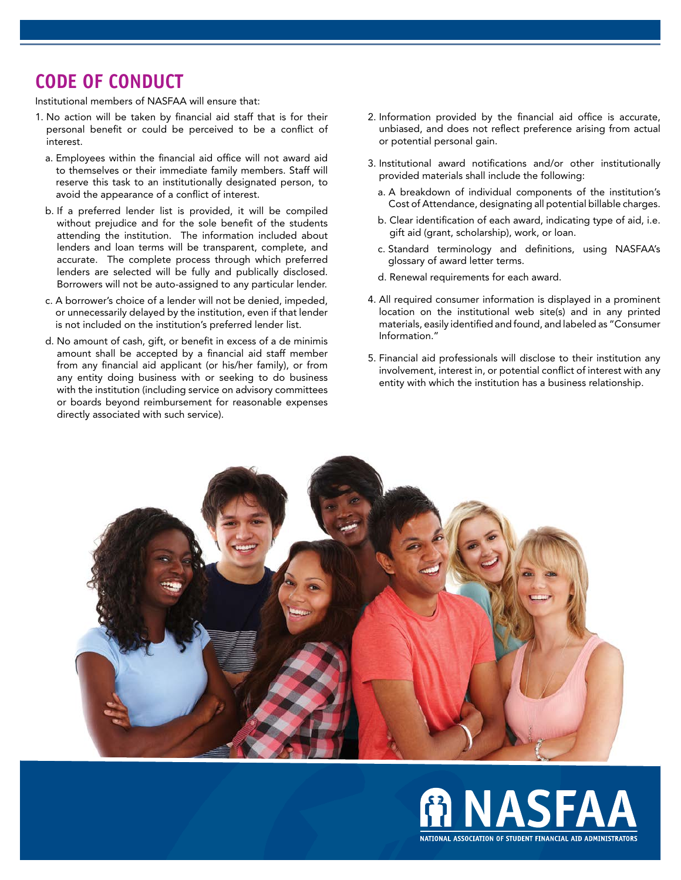# CODE OF CONDUCT

Institutional members of NASFAA will ensure that:

1. No action will be taken by financial aid staff that is for their personal benefit or could be perceived to be a conflict of interest.
   a. Employees within the financial aid office will not award aid to themselves or their immediate family members. Staff will reserve this task to an institutionally designated person, to avoid the appearance of a conflict of interest.
   b. If a preferred lender list is provided, it will be compiled without prejudice and for the sole benefit of the students attending the institution. The information included about lenders and loan terms will be transparent, complete, and accurate. The complete process through which preferred lenders are selected will be fully and publically disclosed. Borrowers will not be auto-assigned to any particular lender.
   c. A borrower's choice of a lender will not be denied, impeded, or unnecessarily delayed by the institution, even if that lender is not included on the institution's preferred lender list.
   d. No amount of cash, gift, or benefit in excess of a de minimis amount shall be accepted by a financial aid staff member from any financial aid applicant (or his/her family), or from any entity doing business with or seeking to do business with the institution (including service on advisory committees or boards beyond reimbursement for reasonable expenses directly associated with such service).
2. Information provided by the financial aid office is accurate, unbiased, and does not reflect preference arising from actual or potential personal gain.
3. Institutional award notifications and/or other institutionally provided materials shall include the following:
   a. A breakdown of individual components of the institution's Cost of Attendance, designating all potential billable charges.
   b. Clear identification of each award, indicating type of aid, i.e. gift aid (grant, scholarship), work, or loan.
   c. Standard terminology and definitions, using NASFAA's glossary of award letter terms.
   d. Renewal requirements for each award.
4. All required consumer information is displayed in a prominent location on the institutional web site(s) and in any printed materials, easily identified and found, and labeled as "Consumer Information."
5. Financial aid professionals will disclose to their institution any involvement, interest in, or potential conflict of interest with any entity with which the institution has a business relationship.

NASFAA

NATIONAL ASSOCIATION OF STUDENT FINANCIAL AID ADMINISTRATORS